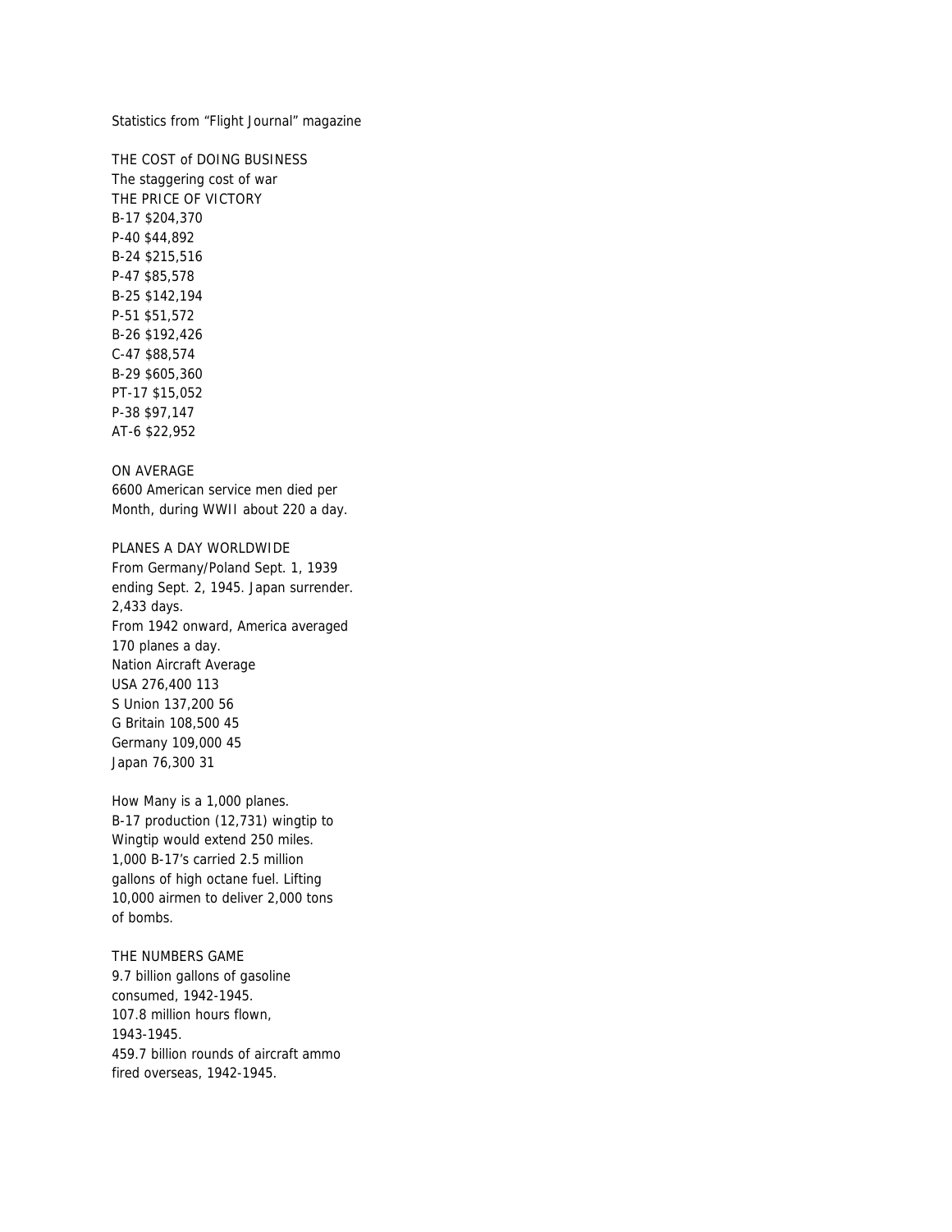Statistics from "Flight Journal" magazine

THE COST of DOING BUSINESS
The staggering cost of war
THE PRICE OF VICTORY

B-17 $204,370
P-40 $44,892
B-24 $215,516
P-47 $85,578
B-25 $142,194
P-51 $51,572
B-26 $192,426
C-47 $88,574
B-29 $605,360
PT-17 $15,052
P-38 $97,147
AT-6 $22,952

ON AVERAGE
6600 American service men died per
Month, during WWII about 220 a day.

PLANES A DAY WORLDWIDE
From Germany/Poland Sept. 1, 1939
ending Sept. 2, 1945. Japan surrender.
2,433 days.
From 1942 onward, America averaged
170 planes a day.

| Nation | Aircraft | Average |
|---|---|---|
| USA | 276,400 | 113 |
| S Union | 137,200 | 56 |
| G Britain | 108,500 | 45 |
| Germany | 109,000 | 45 |
| Japan | 76,300 | 31 |

How Many is a 1,000 planes.
B-17 production (12,731) wingtip to
Wingtip would extend 250 miles.
1,000 B-17's carried 2.5 million
gallons of high octane fuel. Lifting
10,000 airmen to deliver 2,000 tons
of bombs.

THE NUMBERS GAME
9.7 billion gallons of gasoline
consumed, 1942-1945.
107.8 million hours flown,
1943-1945.
459.7 billion rounds of aircraft ammo
fired overseas, 1942-1945.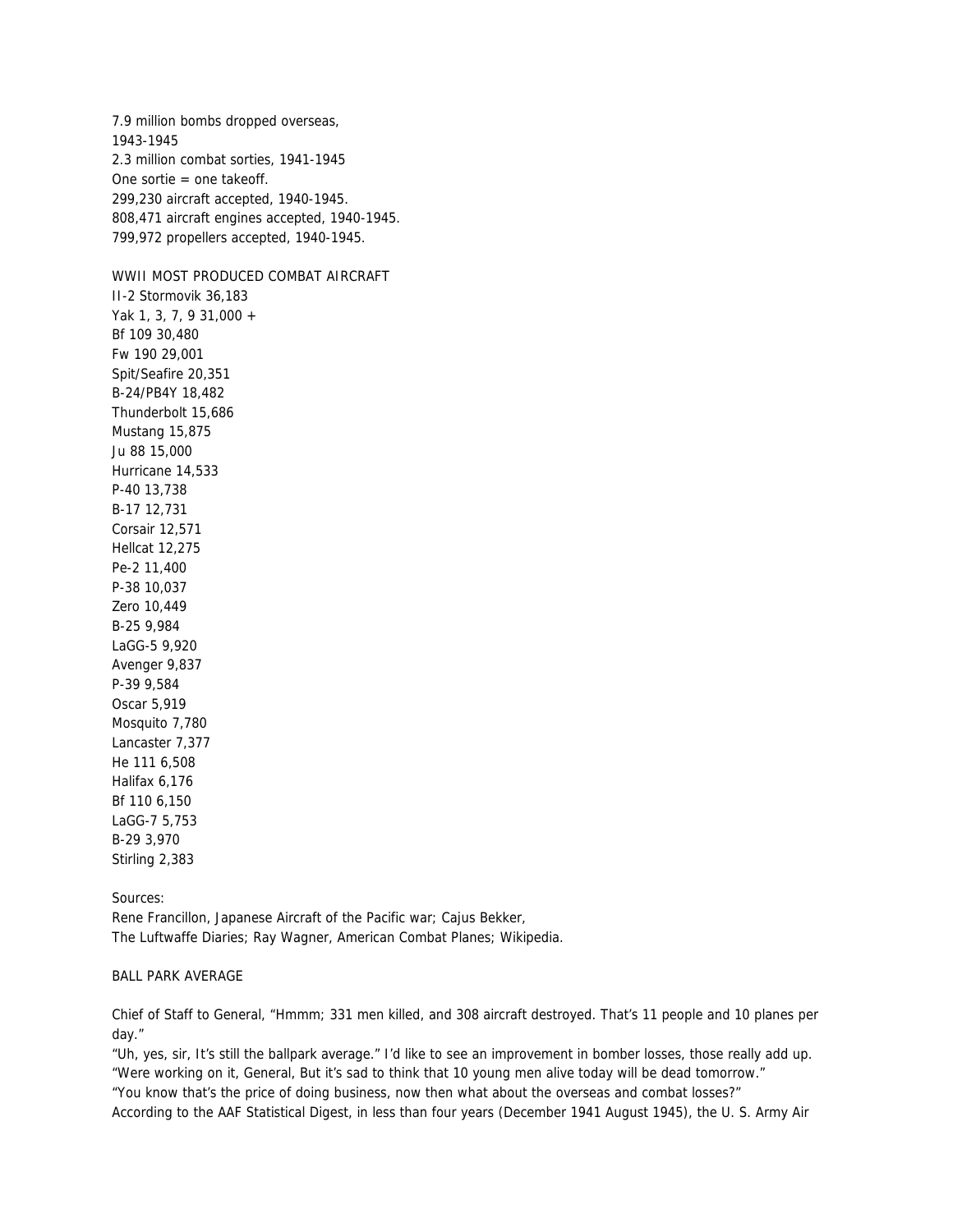7.9 million bombs dropped overseas,
1943-1945
2.3 million combat sorties, 1941-1945
One sortie = one takeoff.
299,230 aircraft accepted, 1940-1945.
808,471 aircraft engines accepted, 1940-1945.
799,972 propellers accepted, 1940-1945.

WWII MOST PRODUCED COMBAT AIRCRAFT
Il-2 Stormovik 36,183
Yak 1, 3, 7, 9 31,000 +
Bf 109 30,480
Fw 190 29,001
Spit/Seafire 20,351
B-24/PB4Y 18,482
Thunderbolt 15,686
Mustang 15,875
Ju 88 15,000
Hurricane 14,533
P-40 13,738
B-17 12,731
Corsair 12,571
Hellcat 12,275
Pe-2 11,400
P-38 10,037
Zero 10,449
B-25 9,984
LaGG-5 9,920
Avenger 9,837
P-39 9,584
Oscar 5,919
Mosquito 7,780
Lancaster 7,377
He 111 6,508
Halifax 6,176
Bf 110 6,150
LaGG-7 5,753
B-29 3,970
Stirling 2,383

Sources:
Rene Francillon, Japanese Aircraft of the Pacific war; Cajus Bekker,
The Luftwaffe Diaries; Ray Wagner, American Combat Planes; Wikipedia.

BALL PARK AVERAGE

Chief of Staff to General, "Hmmm; 331 men killed, and 308 aircraft destroyed. That's 11 people and 10 planes per day."
"Uh, yes, sir, It's still the ballpark average." I'd like to see an improvement in bomber losses, those really add up.
"Were working on it, General, But it's sad to think that 10 young men alive today will be dead tomorrow."
"You know that's the price of doing business, now then what about the overseas and combat losses?"
According to the AAF Statistical Digest, in less than four years (December 1941 August 1945), the U. S. Army Air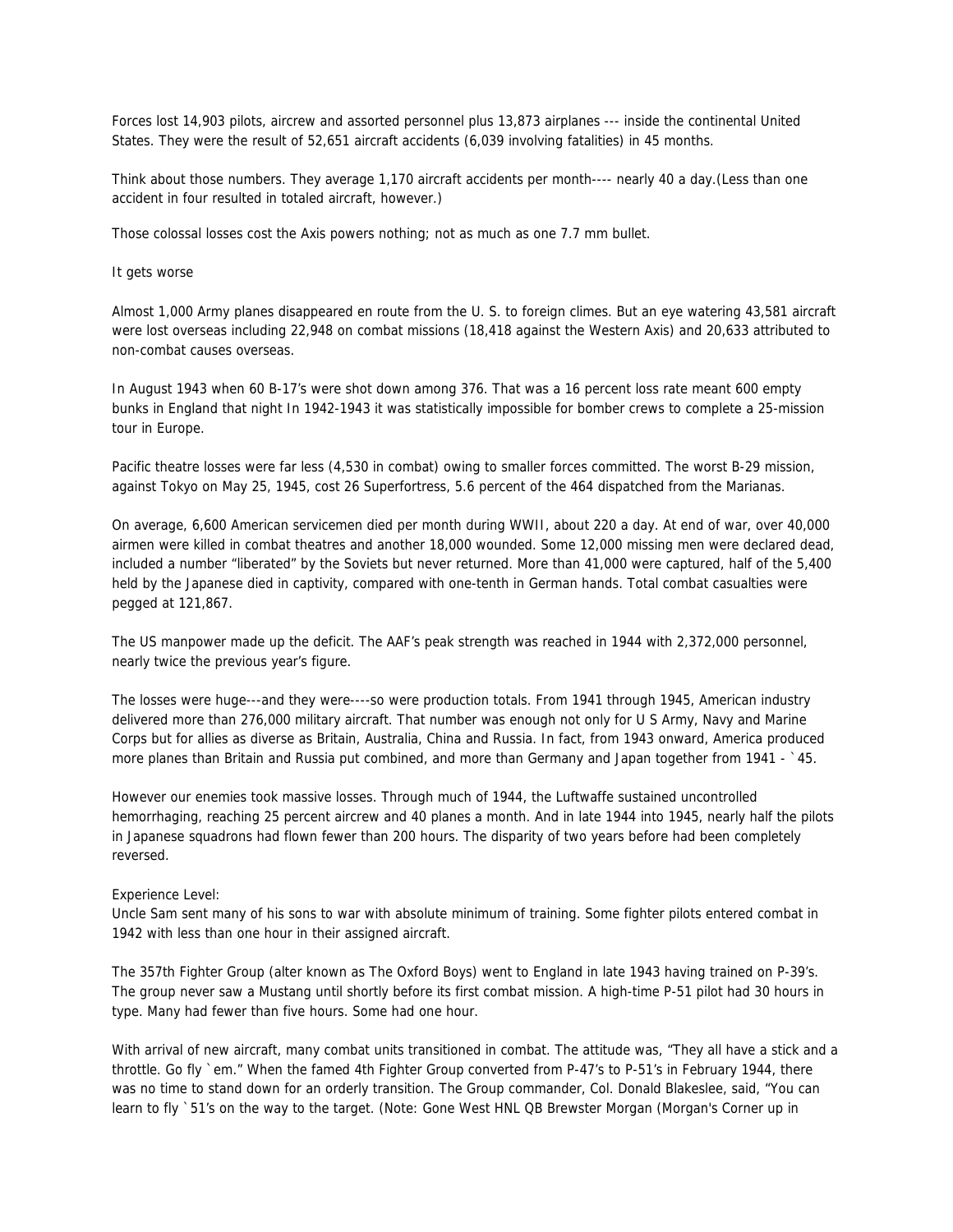Forces lost 14,903 pilots, aircrew and assorted personnel plus 13,873 airplanes --- inside the continental United States. They were the result of 52,651 aircraft accidents (6,039 involving fatalities) in 45 months.

Think about those numbers. They average 1,170 aircraft accidents per month---- nearly 40 a day.(Less than one accident in four resulted in totaled aircraft, however.)

Those colossal losses cost the Axis powers nothing; not as much as one 7.7 mm bullet.

It gets worse

Almost 1,000 Army planes disappeared en route from the U. S. to foreign climes. But an eye watering 43,581 aircraft were lost overseas including 22,948 on combat missions (18,418 against the Western Axis) and 20,633 attributed to non-combat causes overseas.

In August 1943 when 60 B-17's were shot down among 376. That was a 16 percent loss rate meant 600 empty bunks in England that night In 1942-1943 it was statistically impossible for bomber crews to complete a 25-mission tour in Europe.

Pacific theatre losses were far less (4,530 in combat) owing to smaller forces committed. The worst B-29 mission, against Tokyo on May 25, 1945, cost 26 Superfortress, 5.6 percent of the 464 dispatched from the Marianas.

On average, 6,600 American servicemen died per month during WWII, about 220 a day. At end of war, over 40,000 airmen were killed in combat theatres and another 18,000 wounded. Some 12,000 missing men were declared dead, included a number "liberated" by the Soviets but never returned. More than 41,000 were captured, half of the 5,400 held by the Japanese died in captivity, compared with one-tenth in German hands. Total combat casualties were pegged at 121,867.

The US manpower made up the deficit. The AAF's peak strength was reached in 1944 with 2,372,000 personnel, nearly twice the previous year's figure.

The losses were huge---and they were----so were production totals. From 1941 through 1945, American industry delivered more than 276,000 military aircraft. That number was enough not only for U S Army, Navy and Marine Corps but for allies as diverse as Britain, Australia, China and Russia. In fact, from 1943 onward, America produced more planes than Britain and Russia put combined, and more than Germany and Japan together from 1941 - `45.

However our enemies took massive losses. Through much of 1944, the Luftwaffe sustained uncontrolled hemorrhaging, reaching 25 percent aircrew and 40 planes a month. And in late 1944 into 1945, nearly half the pilots in Japanese squadrons had flown fewer than 200 hours. The disparity of two years before had been completely reversed.

Experience Level:
Uncle Sam sent many of his sons to war with absolute minimum of training. Some fighter pilots entered combat in 1942 with less than one hour in their assigned aircraft.

The 357th Fighter Group (alter known as The Oxford Boys) went to England in late 1943 having trained on P-39's. The group never saw a Mustang until shortly before its first combat mission. A high-time P-51 pilot had 30 hours in type. Many had fewer than five hours. Some had one hour.

With arrival of new aircraft, many combat units transitioned in combat. The attitude was, "They all have a stick and a throttle. Go fly `em." When the famed 4th Fighter Group converted from P-47's to P-51's in February 1944, there was no time to stand down for an orderly transition. The Group commander, Col. Donald Blakeslee, said, "You can learn to fly `51's on the way to the target. (Note: Gone West HNL QB Brewster Morgan (Morgan's Corner up in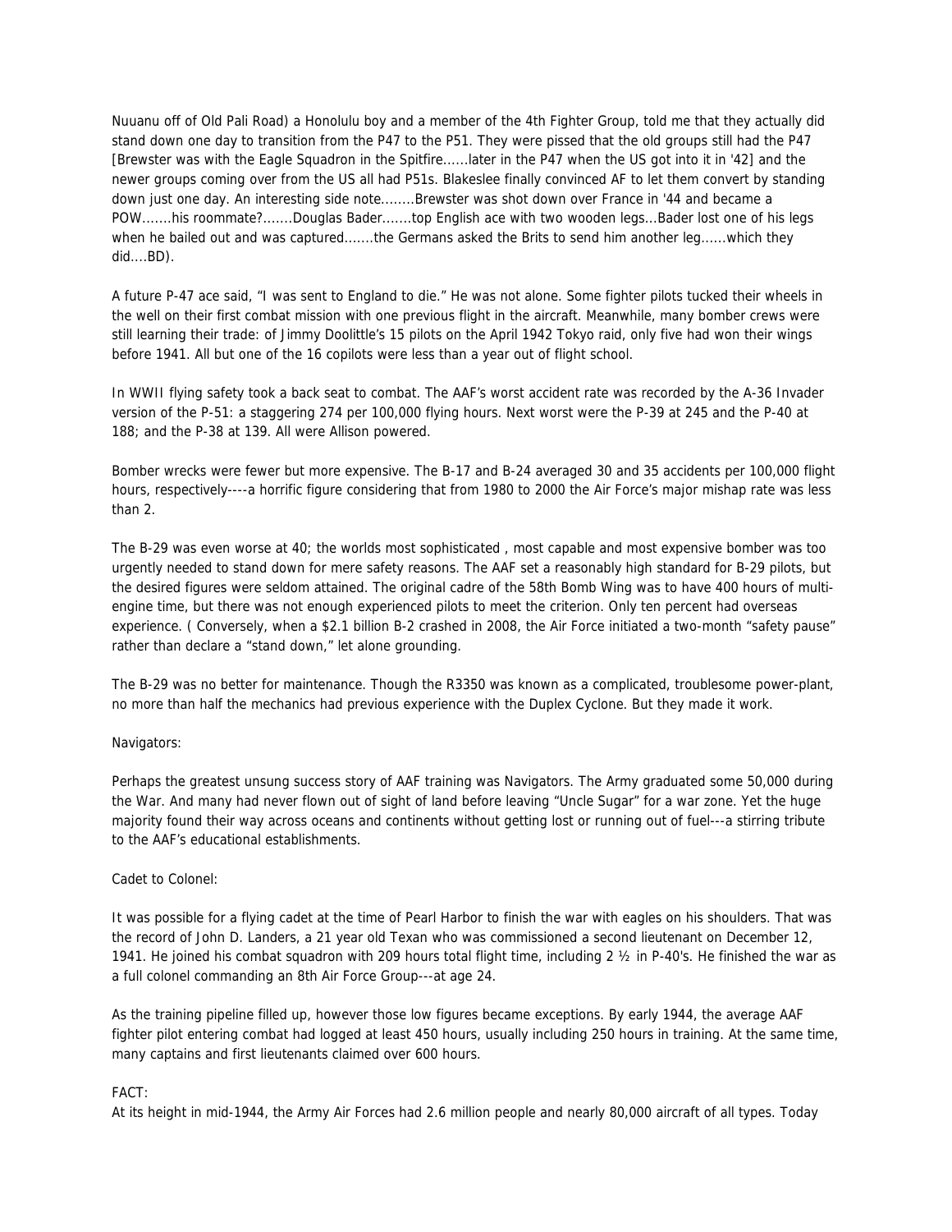Nuuanu off of Old Pali Road) a Honolulu boy and a member of the 4th Fighter Group, told me that they actually did stand down one day to transition from the P47 to the P51. They were pissed that the old groups still had the P47 [Brewster was with the Eagle Squadron in the Spitfire......later in the P47 when the US got into it in '42] and the newer groups coming over from the US all had P51s. Blakeslee finally convinced AF to let them convert by standing down just one day. An interesting side note........Brewster was shot down over France in '44 and became a POW.......his roommate?.......Douglas Bader.......top English ace with two wooden legs...Bader lost one of his legs when he bailed out and was captured.......the Germans asked the Brits to send him another leg......which they did....BD).

A future P-47 ace said, "I was sent to England to die." He was not alone. Some fighter pilots tucked their wheels in the well on their first combat mission with one previous flight in the aircraft. Meanwhile, many bomber crews were still learning their trade: of Jimmy Doolittle's 15 pilots on the April 1942 Tokyo raid, only five had won their wings before 1941. All but one of the 16 copilots were less than a year out of flight school.

In WWII flying safety took a back seat to combat. The AAF's worst accident rate was recorded by the A-36 Invader version of the P-51: a staggering 274 per 100,000 flying hours. Next worst were the P-39 at 245 and the P-40 at 188; and the P-38 at 139. All were Allison powered.

Bomber wrecks were fewer but more expensive. The B-17 and B-24 averaged 30 and 35 accidents per 100,000 flight hours, respectively----a horrific figure considering that from 1980 to 2000 the Air Force's major mishap rate was less than 2.

The B-29 was even worse at 40; the worlds most sophisticated , most capable and most expensive bomber was too urgently needed to stand down for mere safety reasons. The AAF set a reasonably high standard for B-29 pilots, but the desired figures were seldom attained. The original cadre of the 58th Bomb Wing was to have 400 hours of multi-engine time, but there was not enough experienced pilots to meet the criterion. Only ten percent had overseas experience. ( Conversely, when a $2.1 billion B-2 crashed in 2008, the Air Force initiated a two-month "safety pause" rather than declare a "stand down," let alone grounding.

The B-29 was no better for maintenance. Though the R3350 was known as a complicated, troublesome power-plant, no more than half the mechanics had previous experience with the Duplex Cyclone. But they made it work.

Navigators:

Perhaps the greatest unsung success story of AAF training was Navigators. The Army graduated some 50,000 during the War. And many had never flown out of sight of land before leaving "Uncle Sugar" for a war zone. Yet the huge majority found their way across oceans and continents without getting lost or running out of fuel---a stirring tribute to the AAF's educational establishments.

Cadet to Colonel:

It was possible for a flying cadet at the time of Pearl Harbor to finish the war with eagles on his shoulders. That was the record of John D. Landers, a 21 year old Texan who was commissioned a second lieutenant on December 12, 1941. He joined his combat squadron with 209 hours total flight time, including 2 ½ in P-40's. He finished the war as a full colonel commanding an 8th Air Force Group---at age 24.

As the training pipeline filled up, however those low figures became exceptions. By early 1944, the average AAF fighter pilot entering combat had logged at least 450 hours, usually including 250 hours in training. At the same time, many captains and first lieutenants claimed over 600 hours.

FACT:
At its height in mid-1944, the Army Air Forces had 2.6 million people and nearly 80,000 aircraft of all types. Today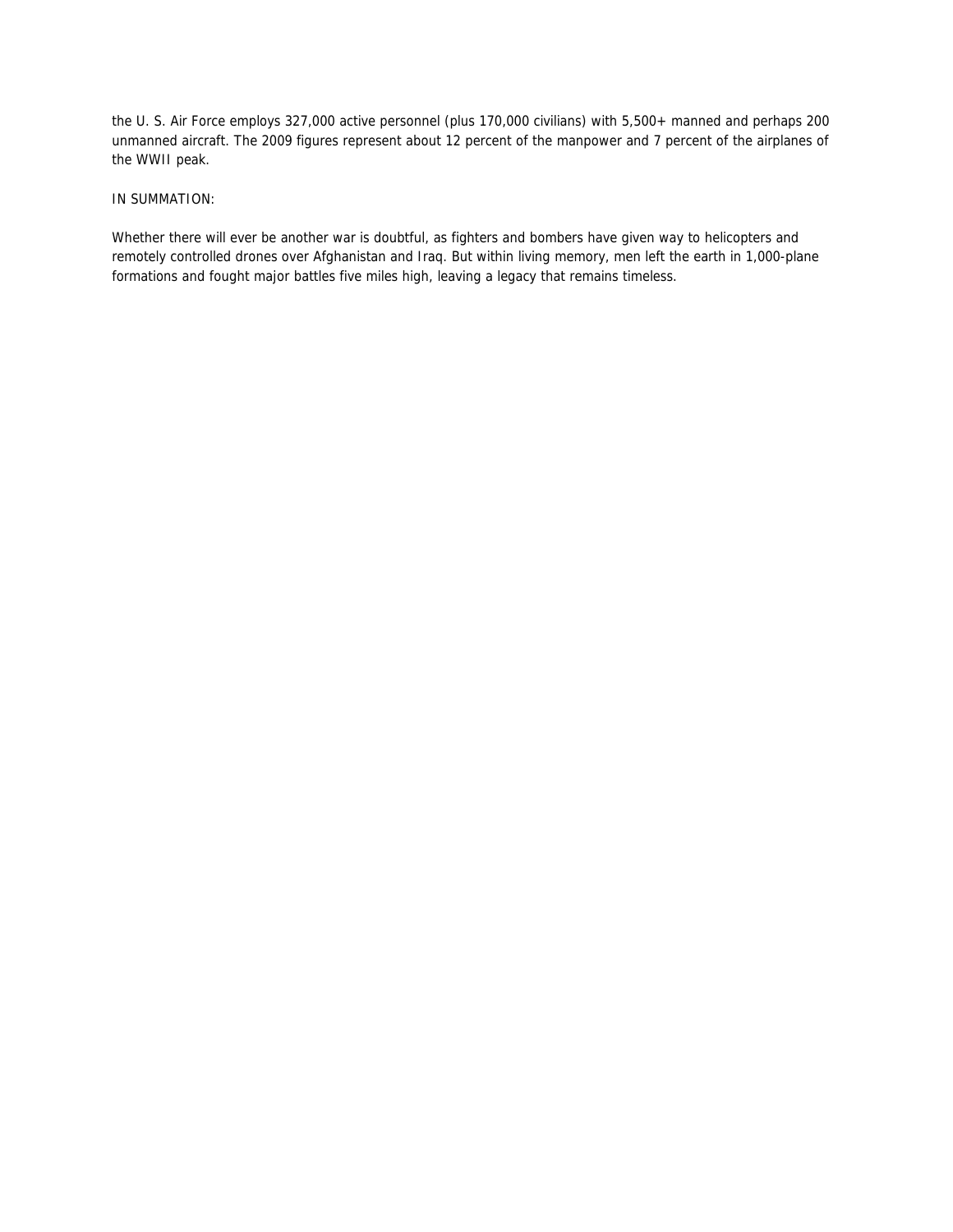the U. S. Air Force employs 327,000 active personnel (plus 170,000 civilians) with 5,500+ manned and perhaps 200 unmanned aircraft. The 2009 figures represent about 12 percent of the manpower and 7 percent of the airplanes of the WWII peak.

IN SUMMATION:

Whether there will ever be another war is doubtful, as fighters and bombers have given way to helicopters and remotely controlled drones over Afghanistan and Iraq. But within living memory, men left the earth in 1,000-plane formations and fought major battles five miles high, leaving a legacy that remains timeless.